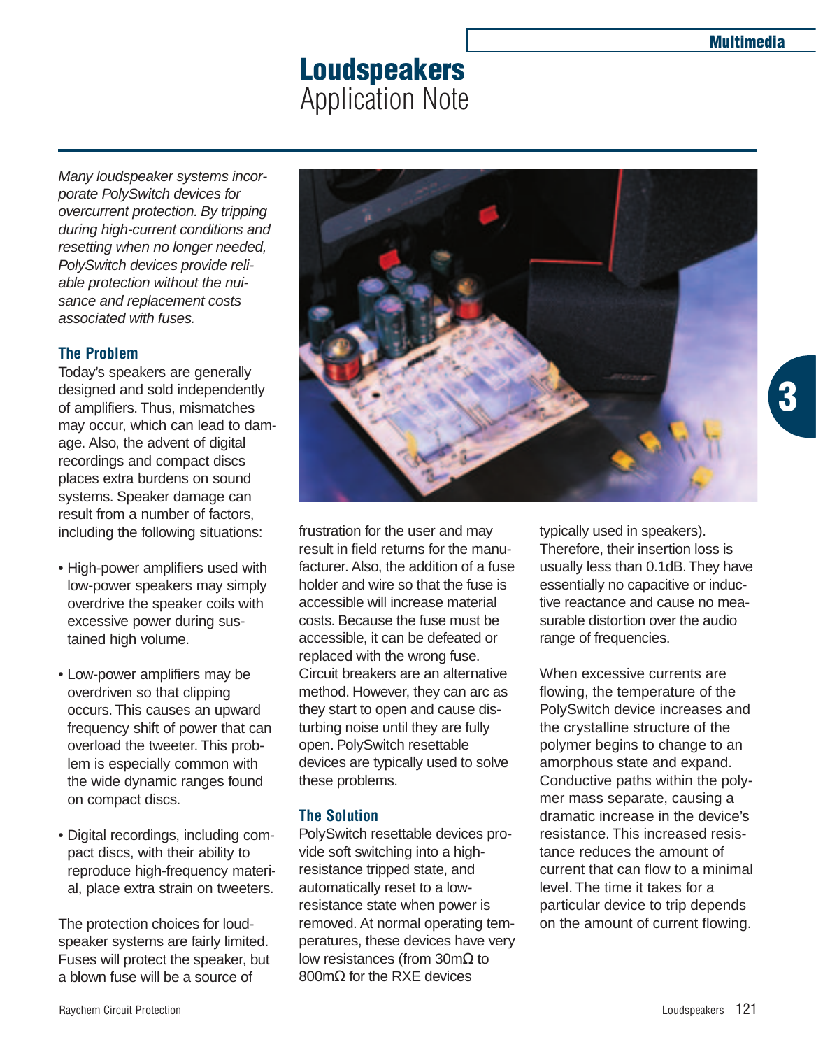# Loudspeakers
Application Note

*Many loudspeaker systems incorporate PolySwitch devices for overcurrent protection. By tripping during high-current conditions and resetting when no longer needed, PolySwitch devices provide reliable protection without the nuisance and replacement costs associated with fuses.*

## The Problem

Today's speakers are generally designed and sold independently of amplifiers. Thus, mismatches may occur, which can lead to damage. Also, the advent of digital recordings and compact discs places extra burdens on sound systems. Speaker damage can result from a number of factors, including the following situations:

- High-power amplifiers used with low-power speakers may simply overdrive the speaker coils with excessive power during sustained high volume.
- Low-power amplifiers may be overdriven so that clipping occurs. This causes an upward frequency shift of power that can overload the tweeter. This problem is especially common with the wide dynamic ranges found on compact discs.
- Digital recordings, including compact discs, with their ability to reproduce high-frequency material, place extra strain on tweeters.

The protection choices for loudspeaker systems are fairly limited. Fuses will protect the speaker, but a blown fuse will be a source of frustration for the user and may result in field returns for the manufacturer. Also, the addition of a fuse holder and wire so that the fuse is accessible will increase material costs. Because the fuse must be accessible, it can be defeated or replaced with the wrong fuse. Circuit breakers are an alternative method. However, they can arc as they start to open and cause disturbing noise until they are fully open. PolySwitch resettable devices are typically used to solve these problems.

## The Solution

PolySwitch resettable devices provide soft switching into a high-resistance tripped state, and automatically reset to a low-resistance state when power is removed. At normal operating temperatures, these devices have very low resistances (from 30mΩ to 800mΩ for the RXE devices typically used in speakers). Therefore, their insertion loss is usually less than 0.1dB. They have essentially no capacitive or inductive reactance and cause no measurable distortion over the audio range of frequencies.

When excessive currents are flowing, the temperature of the PolySwitch device increases and the crystalline structure of the polymer begins to change to an amorphous state and expand. Conductive paths within the polymer mass separate, causing a dramatic increase in the device's resistance. This increased resistance reduces the amount of current that can flow to a minimal level. The time it takes for a particular device to trip depends on the amount of current flowing.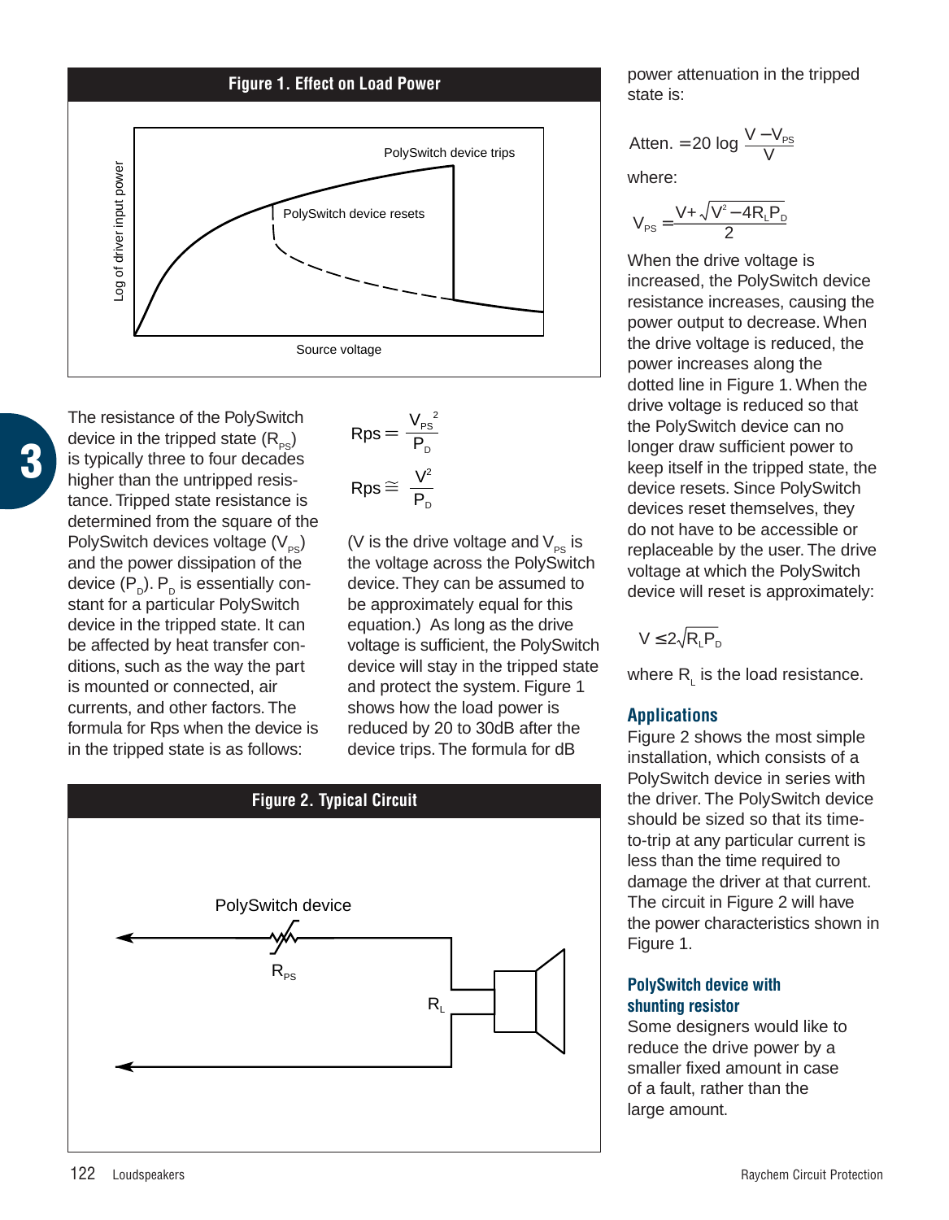**Figure 1. Effect on Load Power**

PolySwitch device trips

PolySwitch device resets

Log of driver input power

Source voltage

The resistance of the PolySwitch device in the tripped state ($R_{PS}$) is typically three to four decades higher than the untripped resistance. Tripped state resistance is determined from the square of the PolySwitch devices voltage ($V_{PS}$) and the power dissipation of the device ($P_D$). $P_D$ is essentially constant for a particular PolySwitch device in the tripped state. It can be affected by heat transfer conditions, such as the way the part is mounted or connected, air currents, and other factors. The formula for Rps when the device is in the tripped state is as follows:

$$Rps = \frac{V_{PS}^{\ 2}}{P_D}$$

$$Rps \cong \frac{V^2}{P_D}$$

(V is the drive voltage and $V_{PS}$ is the voltage across the PolySwitch device. They can be assumed to be approximately equal for this equation.) As long as the drive voltage is sufficient, the PolySwitch device will stay in the tripped state and protect the system. Figure 1 shows how the load power is reduced by 20 to 30dB after the device trips. The formula for dB power attenuation in the tripped state is:

$$\text{Atten.} = 20 \log \frac{V - V_{PS}}{V}$$

where:

$$V_{PS} = \frac{V + \sqrt{V^2 - 4R_L P_D}}{2}$$

When the drive voltage is increased, the PolySwitch device resistance increases, causing the power output to decrease. When the drive voltage is reduced, the power increases along the dotted line in Figure 1. When the drive voltage is reduced so that the PolySwitch device can no longer draw sufficient power to keep itself in the tripped state, the device resets. Since PolySwitch devices reset themselves, they do not have to be accessible or replaceable by the user. The drive voltage at which the PolySwitch device will reset is approximately:

$$V \leq 2\sqrt{R_L P_D}$$

where $R_L$ is the load resistance.

**Figure 2. Typical Circuit**

PolySwitch device

$R_{PS}$

$R_L$

## Applications

Figure 2 shows the most simple installation, which consists of a PolySwitch device in series with the driver. The PolySwitch device should be sized so that its time-to-trip at any particular current is less than the time required to damage the driver at that current. The circuit in Figure 2 will have the power characteristics shown in Figure 1.

## PolySwitch device with shunting resistor

Some designers would like to reduce the drive power by a smaller fixed amount in case of a fault, rather than the large amount.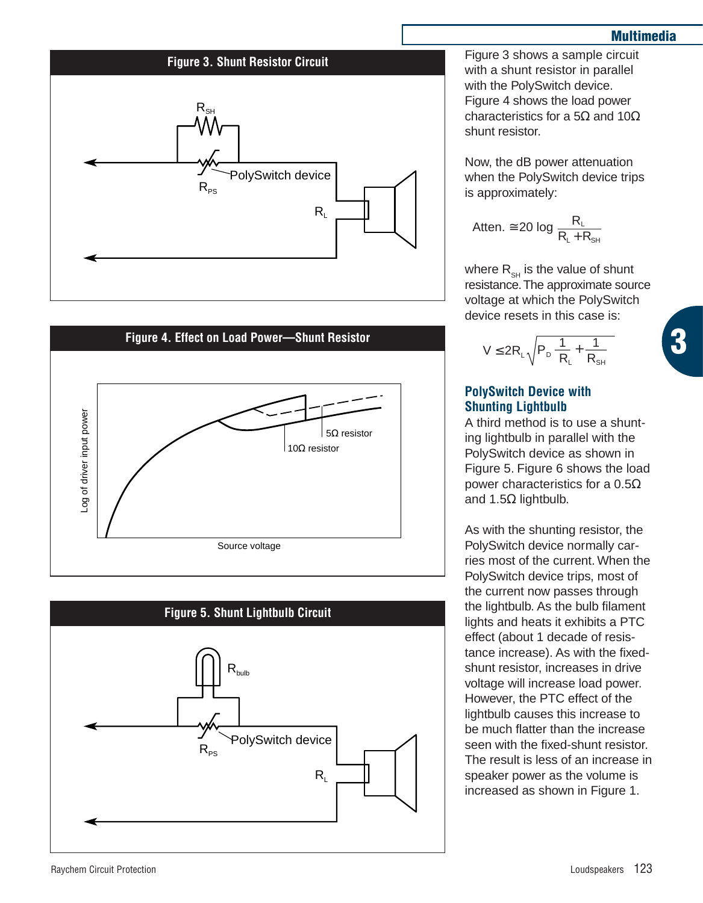**Figure 3. Shunt Resistor Circuit**

**Figure 4. Effect on Load Power—Shunt Resistor**

**Figure 5. Shunt Lightbulb Circuit**

Figure 3 shows a sample circuit with a shunt resistor in parallel with the PolySwitch device. Figure 4 shows the load power characteristics for a 5Ω and 10Ω shunt resistor.

Now, the dB power attenuation when the PolySwitch device trips is approximately:

$$\text{Atten.} \cong 20 \log \frac{R_L}{R_L + R_{SH}}$$

where $R_{SH}$ is the value of shunt resistance. The approximate source voltage at which the PolySwitch device resets in this case is:

$$V \leq 2R_L \sqrt{P_D \frac{1}{R_L} + \frac{1}{R_{SH}}}$$

## PolySwitch Device with Shunting Lightbulb

A third method is to use a shunting lightbulb in parallel with the PolySwitch device as shown in Figure 5. Figure 6 shows the load power characteristics for a 0.5Ω and 1.5Ω lightbulb.

As with the shunting resistor, the PolySwitch device normally carries most of the current. When the PolySwitch device trips, most of the current now passes through the lightbulb. As the bulb filament lights and heats it exhibits a PTC effect (about 1 decade of resistance increase). As with the fixed-shunt resistor, increases in drive voltage will increase load power. However, the PTC effect of the lightbulb causes this increase to be much flatter than the increase seen with the fixed-shunt resistor. The result is less of an increase in speaker power as the volume is increased as shown in Figure 1.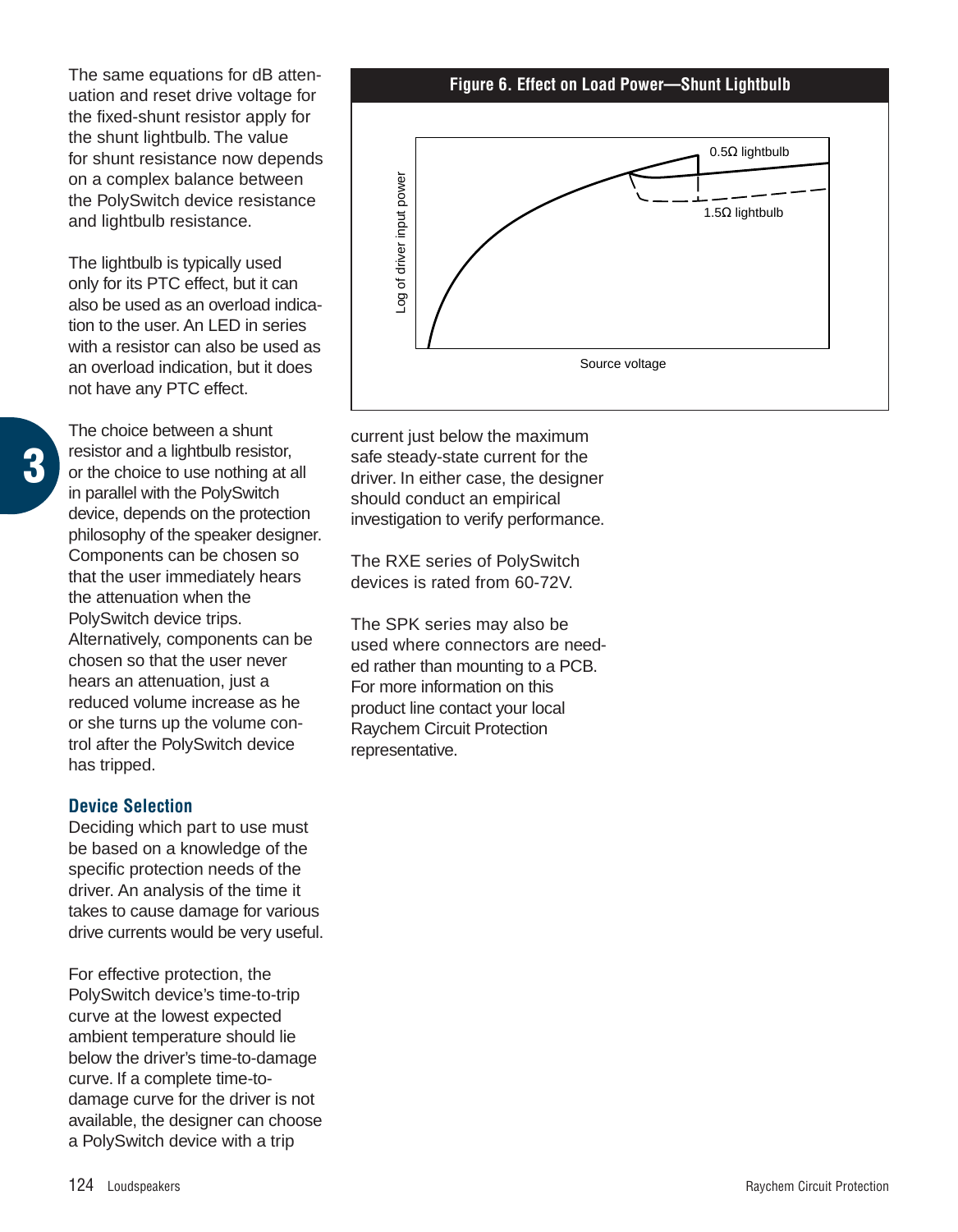The same equations for dB attenuation and reset drive voltage for the fixed-shunt resistor apply for the shunt lightbulb. The value for shunt resistance now depends on a complex balance between the PolySwitch device resistance and lightbulb resistance.

The lightbulb is typically used only for its PTC effect, but it can also be used as an overload indication to the user. An LED in series with a resistor can also be used as an overload indication, but it does not have any PTC effect.

The choice between a shunt resistor and a lightbulb resistor, or the choice to use nothing at all in parallel with the PolySwitch device, depends on the protection philosophy of the speaker designer. Components can be chosen so that the user immediately hears the attenuation when the PolySwitch device trips. Alternatively, components can be chosen so that the user never hears an attenuation, just a reduced volume increase as he or she turns up the volume control after the PolySwitch device has tripped.

### Device Selection

Deciding which part to use must be based on a knowledge of the specific protection needs of the driver. An analysis of the time it takes to cause damage for various drive currents would be very useful.

For effective protection, the PolySwitch device's time-to-trip curve at the lowest expected ambient temperature should lie below the driver's time-to-damage curve. If a complete time-to-damage curve for the driver is not available, the designer can choose a PolySwitch device with a trip current just below the maximum safe steady-state current for the driver. In either case, the designer should conduct an empirical investigation to verify performance.

**Figure 6. Effect on Load Power—Shunt Lightbulb**

0.5Ω lightbulb

1.5Ω lightbulb

Log of driver input power

Source voltage

The RXE series of PolySwitch devices is rated from 60-72V.

The SPK series may also be used where connectors are needed rather than mounting to a PCB. For more information on this product line contact your local Raychem Circuit Protection representative.